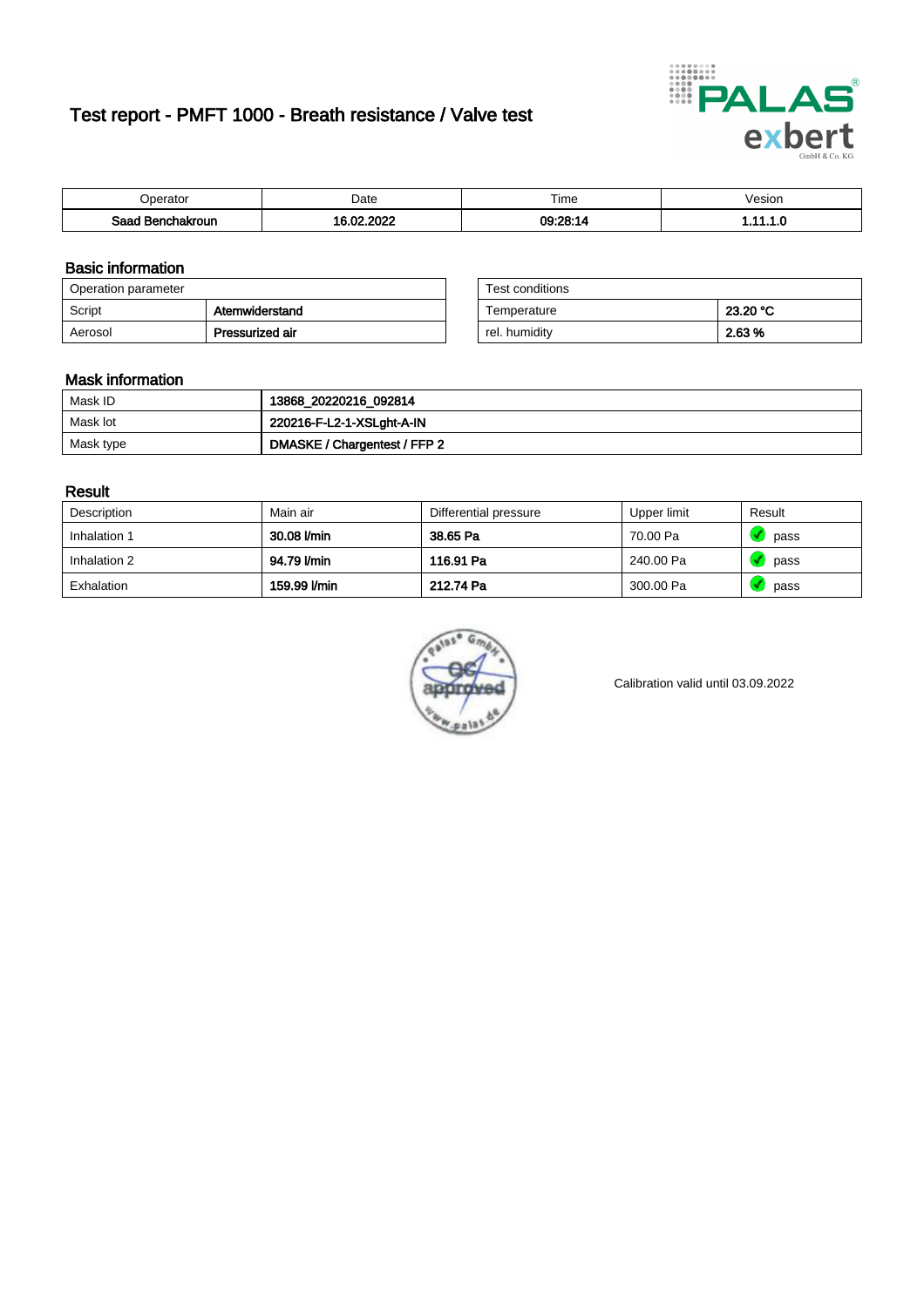# Test report - PMFT 1000 - Breath resistance / Valve test

| Operator | Date | Time | Vesion |
|---|---|---|---|
| Saad Benchakroun | 16.02.2022 | 09:28:14 | 1.11.1.0 |

## Basic information

| Operation parameter | |
|---|---|
| Script | Atemwiderstand |
| Aerosol | Pressurized air |

| Test conditions | |
|---|---|
| Temperature | 23.20 °C |
| rel. humidity | 2.63 % |

## Mask information

| | |
|---|---|
| Mask ID | 13868_20220216_092814 |
| Mask lot | 220216-F-L2-1-XSLght-A-IN |
| Mask type | DMASKE / Chargentest / FFP 2 |

## Result

| Description | Main air | Differential pressure | Upper limit | Result |
|---|---|---|---|---|
| Inhalation 1 | 30.08 l/min | 38.65 Pa | 70.00 Pa | pass |
| Inhalation 2 | 94.79 l/min | 116.91 Pa | 240.00 Pa | pass |
| Exhalation | 159.99 l/min | 212.74 Pa | 300.00 Pa | pass |

Calibration valid until 03.09.2022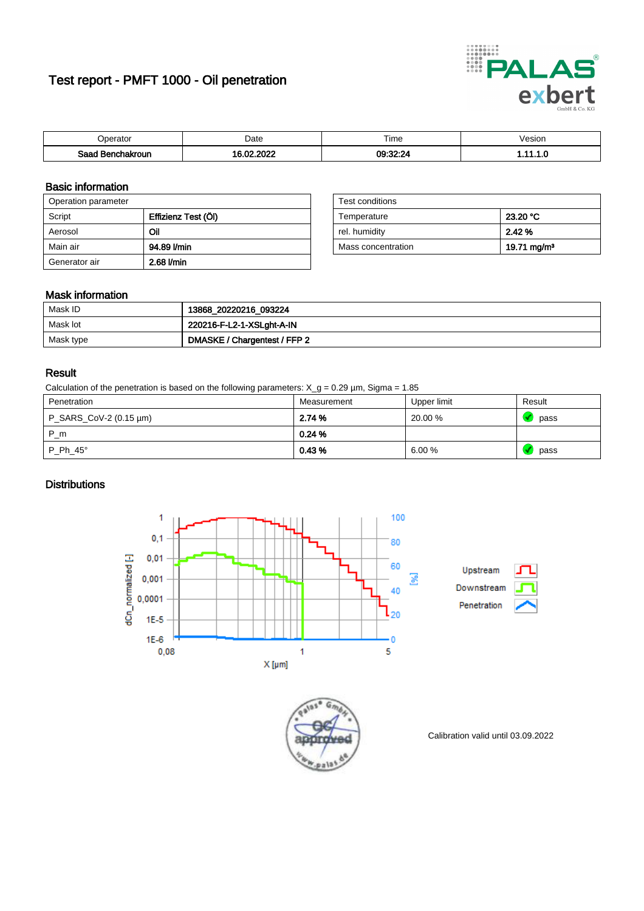# Test report - PMFT 1000 - Oil penetration

PALAS exbert GmbH & Co. KG

| Operator | Date | Time | Vesion |
|---|---|---|---|
| **Saad Benchakroun** | **16.02.2022** | **09:32:24** | **1.11.1.0** |

## Basic information

| Operation parameter | |
|---|---|
| Script | **Effizienz Test (Öl)** |
| Aerosol | **Oil** |
| Main air | **94.89 l/min** |
| Generator air | **2.68 l/min** |

| Test conditions | |
|---|---|
| Temperature | **23.20 °C** |
| rel. humidity | **2.42 %** |
| Mass concentration | **19.71 mg/m³** |

## Mask information

| | |
|---|---|
| Mask ID | **13868_20220216_093224** |
| Mask lot | **220216-F-L2-1-XSLght-A-IN** |
| Mask type | **DMASKE / Chargentest / FFP 2** |

## Result

Calculation of the penetration is based on the following parameters: X_g = 0.29 µm, Sigma = 1.85

| Penetration | Measurement | Upper limit | Result |
|---|---|---|---|
| P_SARS_CoV-2 (0.15 µm) | **2.74 %** | 20.00 % | pass |
| P_m | **0.24 %** | | |
| P_Ph_45° | **0.43 %** | 6.00 % | pass |

## Distributions

dCn_normalized [-]

1
0,1
0,01
0,001
0,0001
1E-5
1E-6

100
80
60
40
20
0

[%]

0,08
1
5

X [µm]

Upstream
Downstream
Penetration

QC approved
Palas® GmbH
www.palas.de

Calibration valid until 03.09.2022